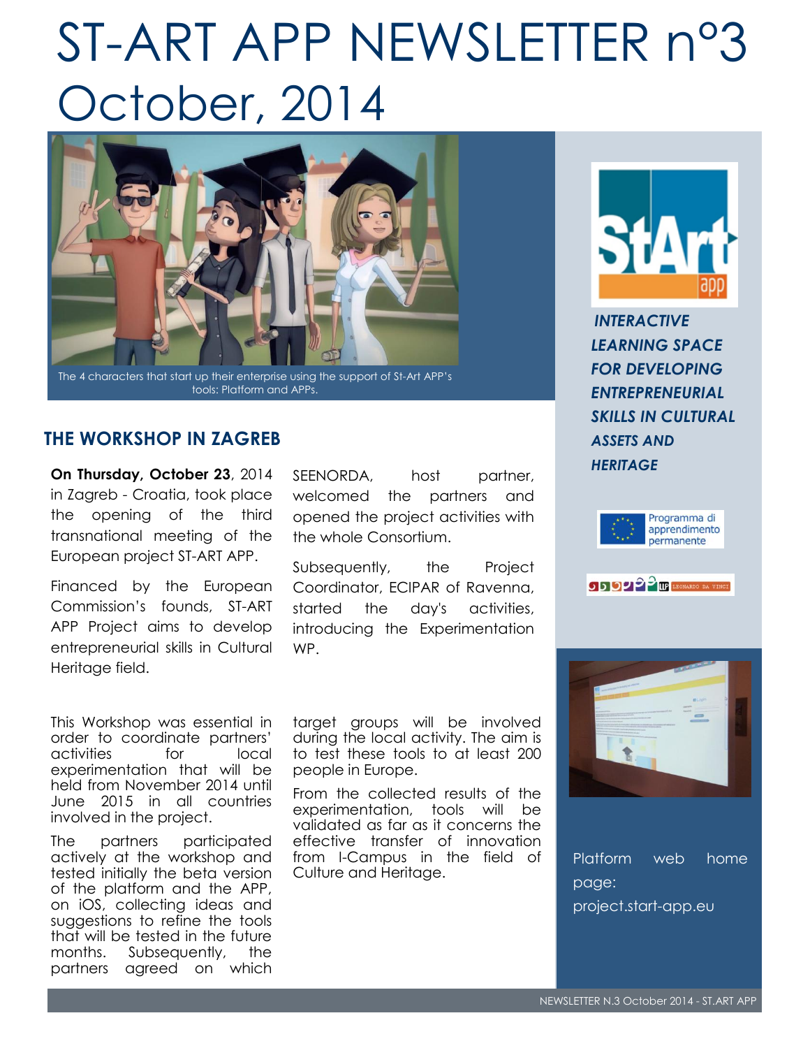# ST-ART APP NEWSLETTER n°3 October, 2014

The 4 characters that start up their enterprise using the support of St-Art APP's tools: Platform and APPs.

## THE WORKSHOP IN ZAGREB

**On Thursday, October 23**, 2014 in Zagreb - Croatia, took place the opening of the third transnational meeting of the European project ST-ART APP.

Financed by the European Commission's founds, ST-ART APP Project aims to develop entrepreneurial skills in Cultural Heritage field.

SEENORDA, host partner, welcomed the partners and opened the project activities with the whole Consortium.

Subsequently, the Project Coordinator, ECIPAR of Ravenna, started the day's activities, introducing the Experimentation WP.

This Workshop was essential in order to coordinate partners' activities for local experimentation that will be held from November 2014 until June 2015 in all countries involved in the project.

The partners participated actively at the workshop and tested initially the beta version of the platform and the APP, on iOS, collecting ideas and suggestions to refine the tools that will be tested in the future months. Subsequently, the partners agreed on which target groups will be involved during the local activity. The aim is to test these tools to at least 200 people in Europe.

From the collected results of the experimentation, tools will be validated as far as it concerns the effective transfer of innovation from I-Campus in the field of Culture and Heritage.

***INTERACTIVE LEARNING SPACE FOR DEVELOPING ENTREPRENEURIAL SKILLS IN CULTURAL ASSETS AND HERITAGE***

Programma di apprendimento permanente

LLP LEONARDO DA VINCI

Platform web home page: project.start-app.eu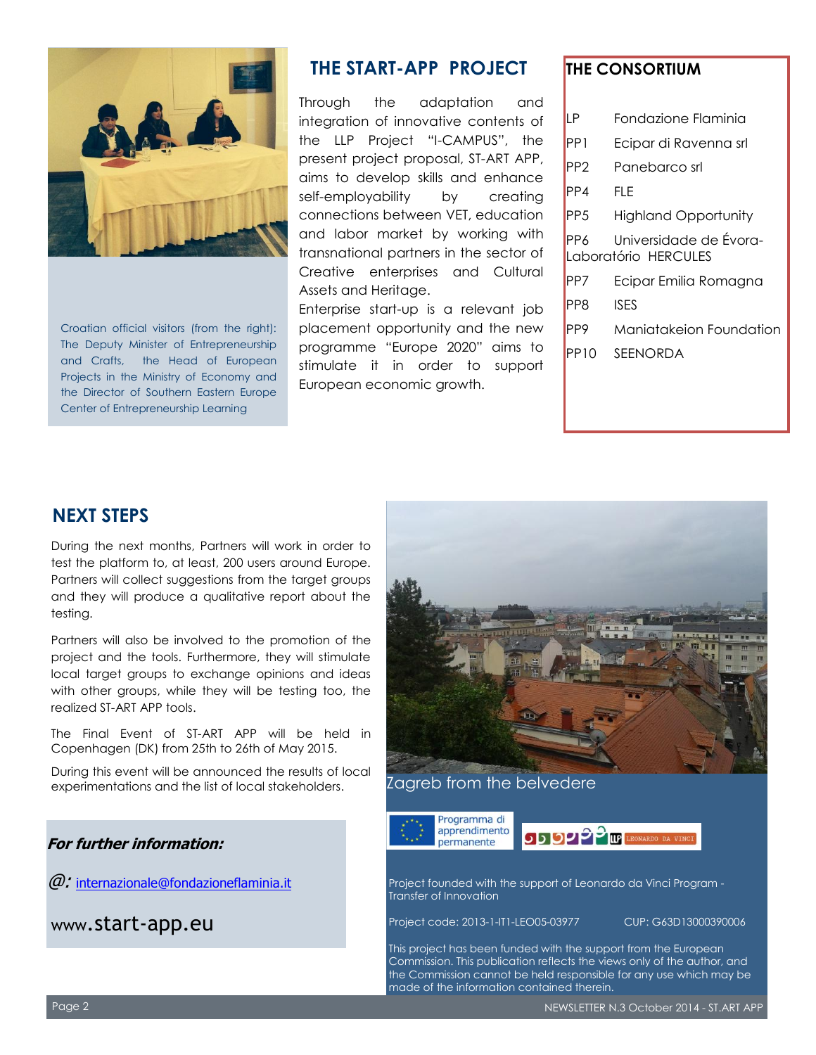Croatian official visitors (from the right): The Deputy Minister of Entrepreneurship and Crafts, the Head of European Projects in the Ministry of Economy and the Director of Southern Eastern Europe Center of Entrepreneurship Learning

## THE START-APP PROJECT

Through the adaptation and integration of innovative contents of the LLP Project "I-CAMPUS", the present project proposal, ST-ART APP, aims to develop skills and enhance self-employability by creating connections between VET, education and labor market by working with transnational partners in the sector of Creative enterprises and Cultural Assets and Heritage.

Enterprise start-up is a relevant job placement opportunity and the new programme "Europe 2020" aims to stimulate it in order to support European economic growth.

## THE CONSORTIUM

| | |
|---|---|
| LP | Fondazione Flaminia |
| PP1 | Ecipar di Ravenna srl |
| PP2 | Panebarco srl |
| PP4 | FLE |
| PP5 | Highland Opportunity |
| PP6 | Universidade de Évora-Laboratório HERCULES |
| PP7 | Ecipar Emilia Romagna |
| PP8 | ISES |
| PP9 | Maniatakeion Foundation |
| PP10 | SEENORDA |

## NEXT STEPS

During the next months, Partners will work in order to test the platform to, at least, 200 users around Europe. Partners will collect suggestions from the target groups and they will produce a qualitative report about the testing.

Partners will also be involved to the promotion of the project and the tools. Furthermore, they will stimulate local target groups to exchange opinions and ideas with other groups, while they will be testing too, the realized ST-ART APP tools.

The Final Event of ST-ART APP will be held in Copenhagen (DK) from 25th to 26th of May 2015.

During this event will be announced the results of local experimentations and the list of local stakeholders.

***For further information:***

@: internazionale@fondazioneflaminia.it

www.start-app.eu

Zagreb from the belvedere

Programma di apprendimento permanente

LLP LEONARDO DA VINCI

Project founded with the support of Leonardo da Vinci Program - Transfer of Innovation

Project code: 2013-1-IT1-LEO05-03977 CUP: G63D13000390006

This project has been funded with the support from the European Commission. This publication reflects the views only of the author, and the Commission cannot be held responsible for any use which may be made of the information contained therein.

NEWSLETTER N.3 October 2014 - ST.ART APP